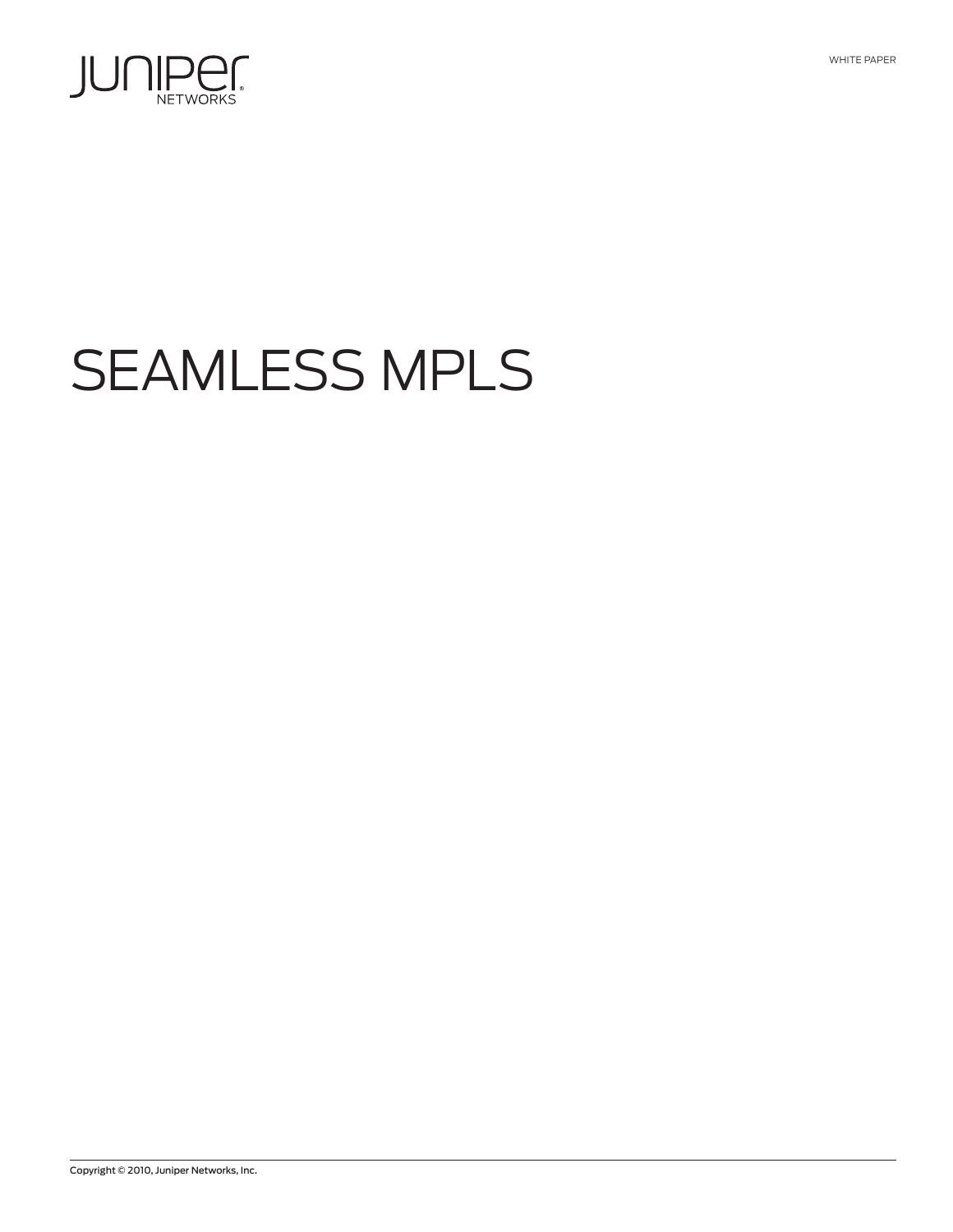WHITE PAPER

# SEAMLESS MPLS

Copyright © 2010, Juniper Networks, Inc.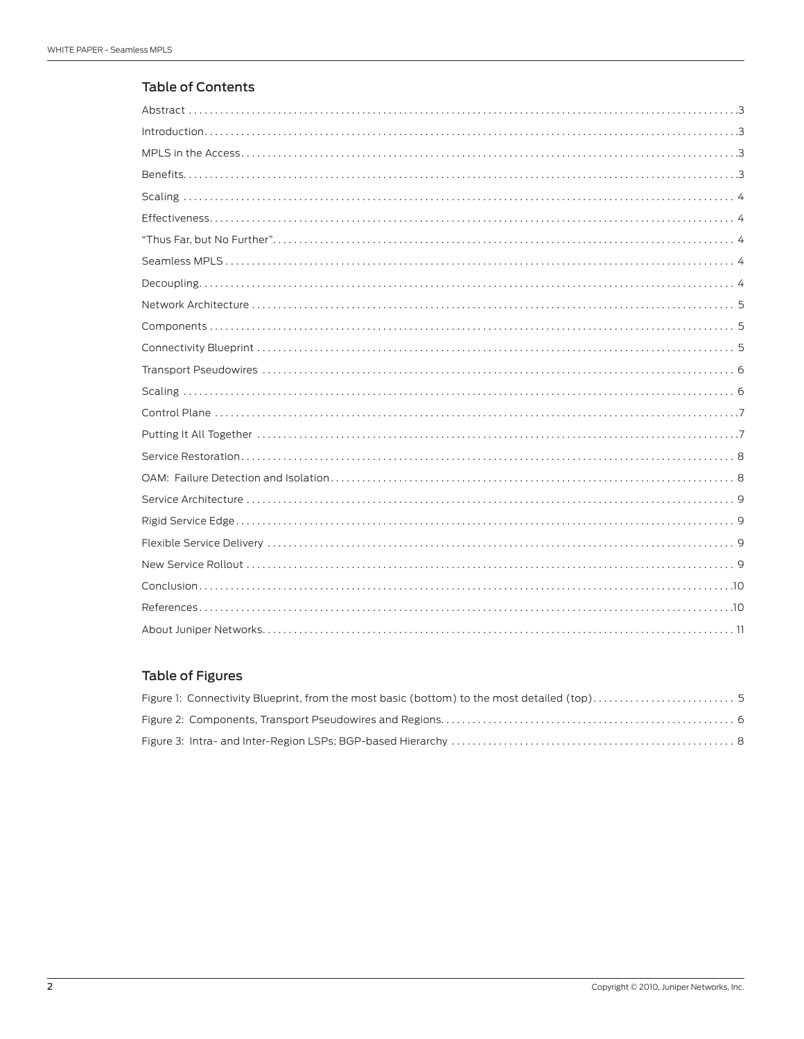## Table of Contents

Abstract ... 3
Introduction ... 3
MPLS in the Access ... 3
Benefits ... 3
Scaling ... 4
Effectiveness ... 4
"Thus Far, but No Further" ... 4
Seamless MPLS ... 4
Decoupling ... 4
Network Architecture ... 5
Components ... 5
Connectivity Blueprint ... 5
Transport Pseudowires ... 6
Scaling ... 6
Control Plane ... 7
Putting It All Together ... 7
Service Restoration ... 8
OAM: Failure Detection and Isolation ... 8
Service Architecture ... 9
Rigid Service Edge ... 9
Flexible Service Delivery ... 9
New Service Rollout ... 9
Conclusion ... 10
References ... 10
About Juniper Networks ... 11

## Table of Figures

Figure 1: Connectivity Blueprint, from the most basic (bottom) to the most detailed (top) ... 5
Figure 2: Components, Transport Pseudowires and Regions ... 6
Figure 3: Intra- and Inter-Region LSPs; BGP-based Hierarchy ... 8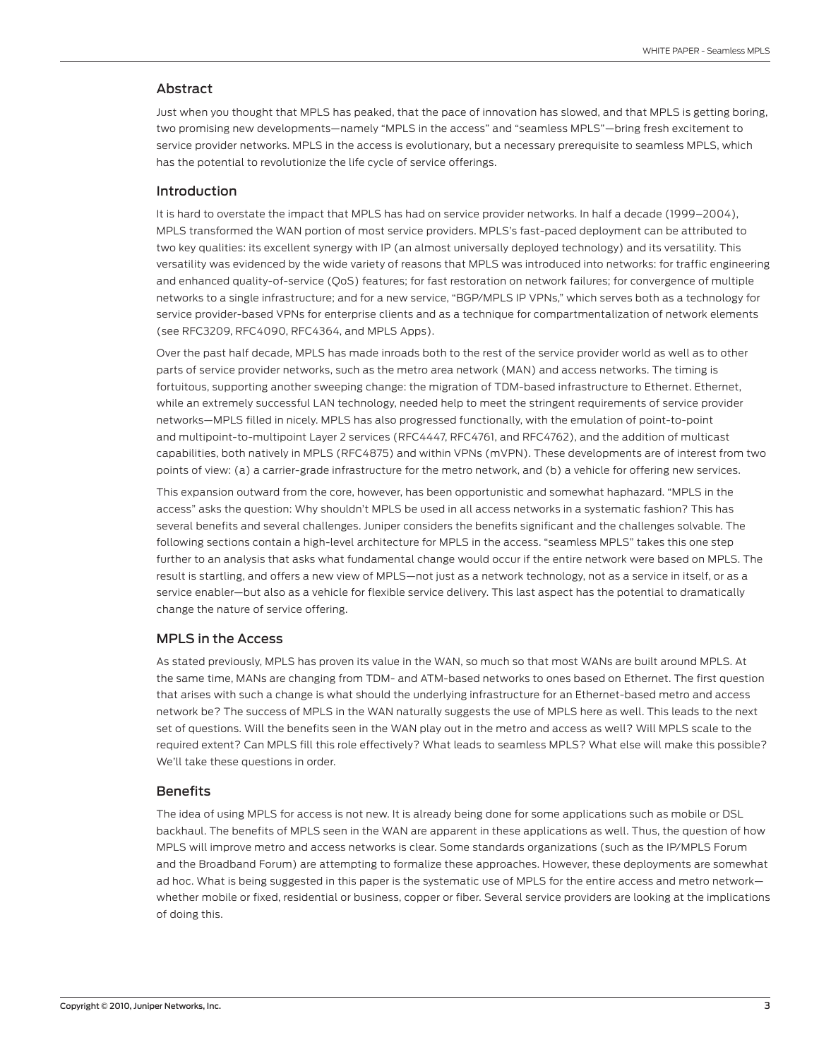## Abstract

Just when you thought that MPLS has peaked, that the pace of innovation has slowed, and that MPLS is getting boring, two promising new developments—namely "MPLS in the access" and "seamless MPLS"—bring fresh excitement to service provider networks. MPLS in the access is evolutionary, but a necessary prerequisite to seamless MPLS, which has the potential to revolutionize the life cycle of service offerings.

## Introduction

It is hard to overstate the impact that MPLS has had on service provider networks. In half a decade (1999–2004), MPLS transformed the WAN portion of most service providers. MPLS's fast-paced deployment can be attributed to two key qualities: its excellent synergy with IP (an almost universally deployed technology) and its versatility. This versatility was evidenced by the wide variety of reasons that MPLS was introduced into networks: for traffic engineering and enhanced quality-of-service (QoS) features; for fast restoration on network failures; for convergence of multiple networks to a single infrastructure; and for a new service, "BGP/MPLS IP VPNs," which serves both as a technology for service provider-based VPNs for enterprise clients and as a technique for compartmentalization of network elements (see RFC3209, RFC4090, RFC4364, and MPLS Apps).

Over the past half decade, MPLS has made inroads both to the rest of the service provider world as well as to other parts of service provider networks, such as the metro area network (MAN) and access networks. The timing is fortuitous, supporting another sweeping change: the migration of TDM-based infrastructure to Ethernet. Ethernet, while an extremely successful LAN technology, needed help to meet the stringent requirements of service provider networks—MPLS filled in nicely. MPLS has also progressed functionally, with the emulation of point-to-point and multipoint-to-multipoint Layer 2 services (RFC4447, RFC4761, and RFC4762), and the addition of multicast capabilities, both natively in MPLS (RFC4875) and within VPNs (mVPN). These developments are of interest from two points of view: (a) a carrier-grade infrastructure for the metro network, and (b) a vehicle for offering new services.

This expansion outward from the core, however, has been opportunistic and somewhat haphazard. "MPLS in the access" asks the question: Why shouldn't MPLS be used in all access networks in a systematic fashion? This has several benefits and several challenges. Juniper considers the benefits significant and the challenges solvable. The following sections contain a high-level architecture for MPLS in the access. "seamless MPLS" takes this one step further to an analysis that asks what fundamental change would occur if the entire network were based on MPLS. The result is startling, and offers a new view of MPLS—not just as a network technology, not as a service in itself, or as a service enabler—but also as a vehicle for flexible service delivery. This last aspect has the potential to dramatically change the nature of service offering.

## MPLS in the Access

As stated previously, MPLS has proven its value in the WAN, so much so that most WANs are built around MPLS. At the same time, MANs are changing from TDM- and ATM-based networks to ones based on Ethernet. The first question that arises with such a change is what should the underlying infrastructure for an Ethernet-based metro and access network be? The success of MPLS in the WAN naturally suggests the use of MPLS here as well. This leads to the next set of questions. Will the benefits seen in the WAN play out in the metro and access as well? Will MPLS scale to the required extent? Can MPLS fill this role effectively? What leads to seamless MPLS? What else will make this possible? We'll take these questions in order.

## Benefits

The idea of using MPLS for access is not new. It is already being done for some applications such as mobile or DSL backhaul. The benefits of MPLS seen in the WAN are apparent in these applications as well. Thus, the question of how MPLS will improve metro and access networks is clear. Some standards organizations (such as the IP/MPLS Forum and the Broadband Forum) are attempting to formalize these approaches. However, these deployments are somewhat ad hoc. What is being suggested in this paper is the systematic use of MPLS for the entire access and metro network—whether mobile or fixed, residential or business, copper or fiber. Several service providers are looking at the implications of doing this.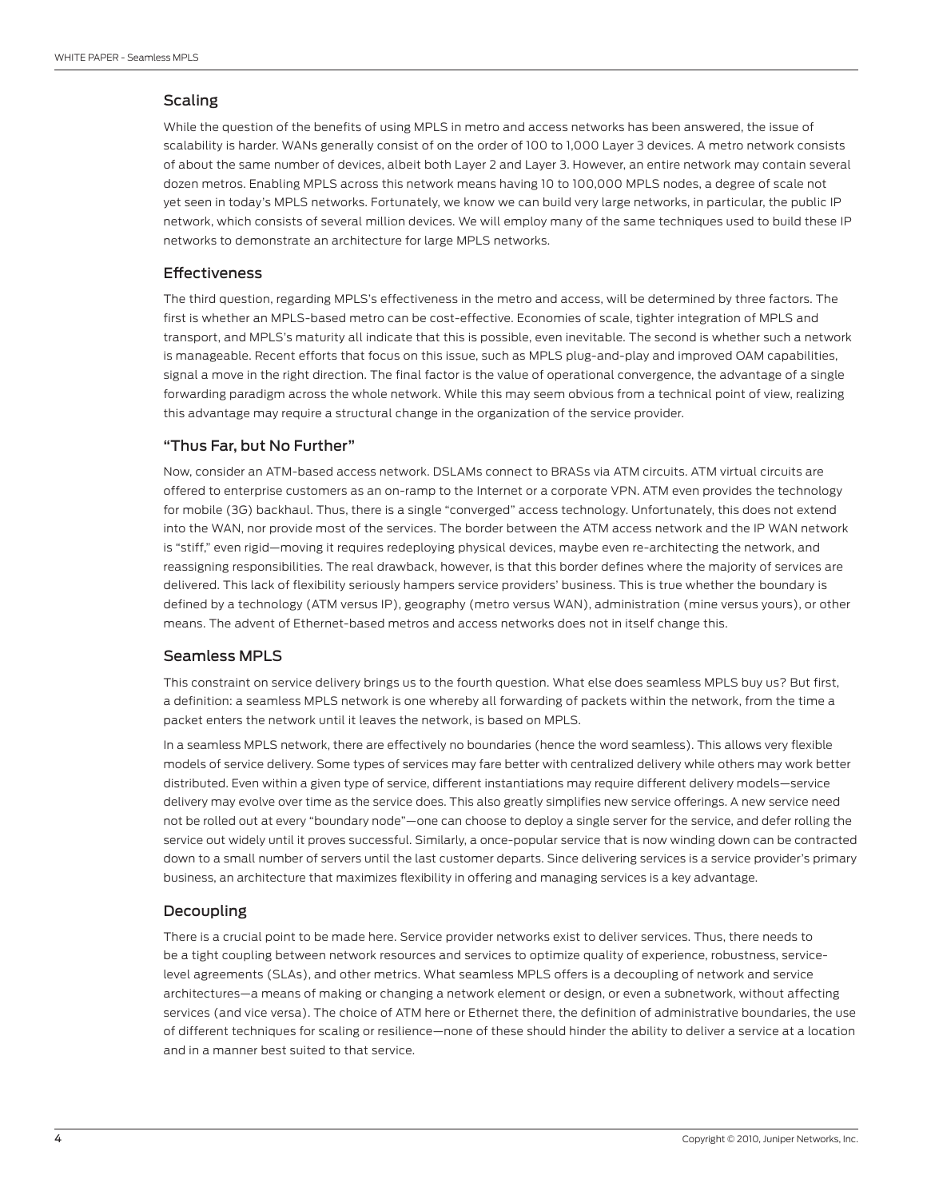## Scaling

While the question of the benefits of using MPLS in metro and access networks has been answered, the issue of scalability is harder. WANs generally consist of on the order of 100 to 1,000 Layer 3 devices. A metro network consists of about the same number of devices, albeit both Layer 2 and Layer 3. However, an entire network may contain several dozen metros. Enabling MPLS across this network means having 10 to 100,000 MPLS nodes, a degree of scale not yet seen in today's MPLS networks. Fortunately, we know we can build very large networks, in particular, the public IP network, which consists of several million devices. We will employ many of the same techniques used to build these IP networks to demonstrate an architecture for large MPLS networks.

## Effectiveness

The third question, regarding MPLS's effectiveness in the metro and access, will be determined by three factors. The first is whether an MPLS-based metro can be cost-effective. Economies of scale, tighter integration of MPLS and transport, and MPLS's maturity all indicate that this is possible, even inevitable. The second is whether such a network is manageable. Recent efforts that focus on this issue, such as MPLS plug-and-play and improved OAM capabilities, signal a move in the right direction. The final factor is the value of operational convergence, the advantage of a single forwarding paradigm across the whole network. While this may seem obvious from a technical point of view, realizing this advantage may require a structural change in the organization of the service provider.

## "Thus Far, but No Further"

Now, consider an ATM-based access network. DSLAMs connect to BRASs via ATM circuits. ATM virtual circuits are offered to enterprise customers as an on-ramp to the Internet or a corporate VPN. ATM even provides the technology for mobile (3G) backhaul. Thus, there is a single "converged" access technology. Unfortunately, this does not extend into the WAN, nor provide most of the services. The border between the ATM access network and the IP WAN network is "stiff," even rigid—moving it requires redeploying physical devices, maybe even re-architecting the network, and reassigning responsibilities. The real drawback, however, is that this border defines where the majority of services are delivered. This lack of flexibility seriously hampers service providers' business. This is true whether the boundary is defined by a technology (ATM versus IP), geography (metro versus WAN), administration (mine versus yours), or other means. The advent of Ethernet-based metros and access networks does not in itself change this.

## Seamless MPLS

This constraint on service delivery brings us to the fourth question. What else does seamless MPLS buy us? But first, a definition: a seamless MPLS network is one whereby all forwarding of packets within the network, from the time a packet enters the network until it leaves the network, is based on MPLS.

In a seamless MPLS network, there are effectively no boundaries (hence the word seamless). This allows very flexible models of service delivery. Some types of services may fare better with centralized delivery while others may work better distributed. Even within a given type of service, different instantiations may require different delivery models—service delivery may evolve over time as the service does. This also greatly simplifies new service offerings. A new service need not be rolled out at every "boundary node"—one can choose to deploy a single server for the service, and defer rolling the service out widely until it proves successful. Similarly, a once-popular service that is now winding down can be contracted down to a small number of servers until the last customer departs. Since delivering services is a service provider's primary business, an architecture that maximizes flexibility in offering and managing services is a key advantage.

## Decoupling

There is a crucial point to be made here. Service provider networks exist to deliver services. Thus, there needs to be a tight coupling between network resources and services to optimize quality of experience, robustness, service-level agreements (SLAs), and other metrics. What seamless MPLS offers is a decoupling of network and service architectures—a means of making or changing a network element or design, or even a subnetwork, without affecting services (and vice versa). The choice of ATM here or Ethernet there, the definition of administrative boundaries, the use of different techniques for scaling or resilience—none of these should hinder the ability to deliver a service at a location and in a manner best suited to that service.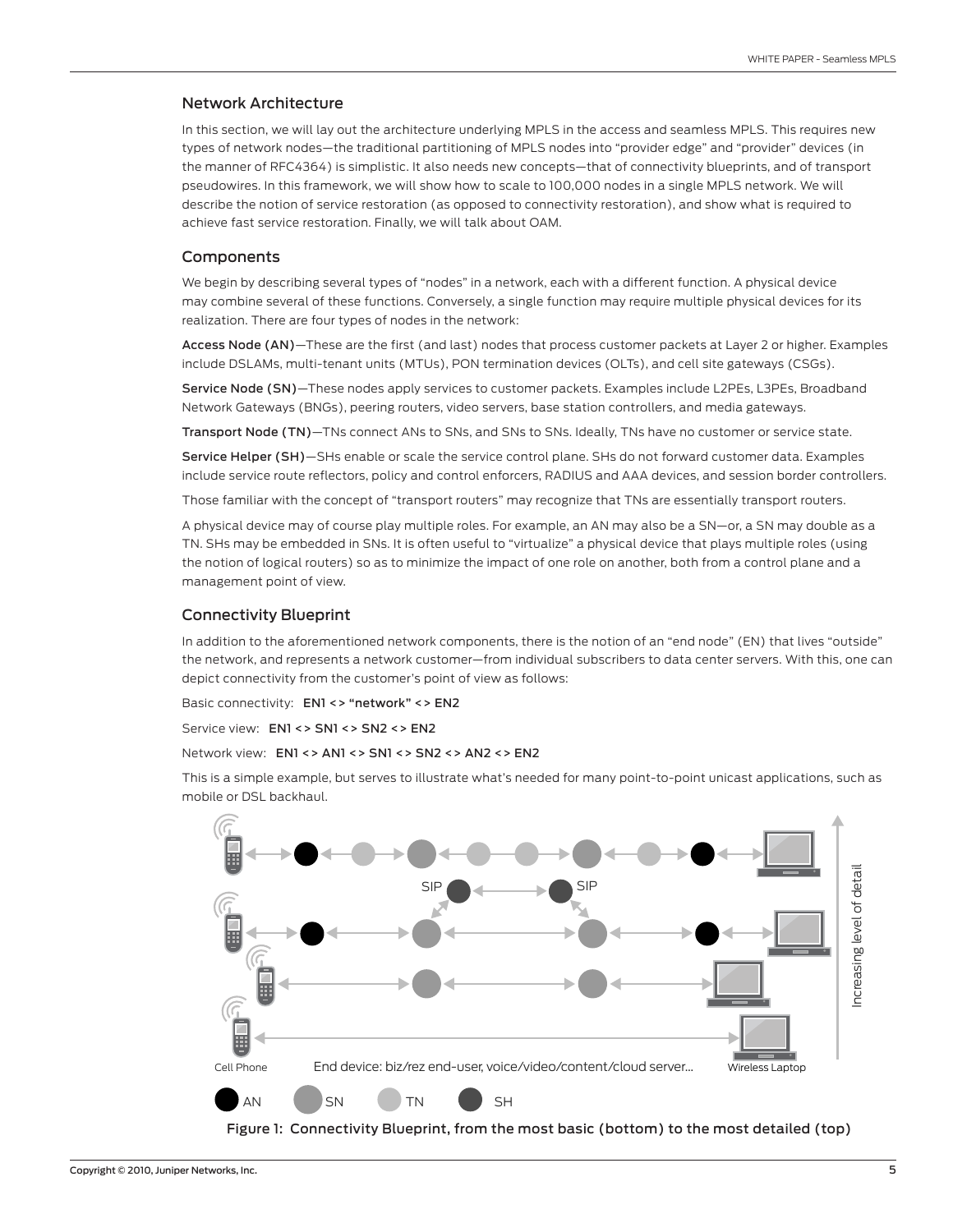## Network Architecture

In this section, we will lay out the architecture underlying MPLS in the access and seamless MPLS. This requires new types of network nodes—the traditional partitioning of MPLS nodes into "provider edge" and "provider" devices (in the manner of RFC4364) is simplistic. It also needs new concepts—that of connectivity blueprints, and of transport pseudowires. In this framework, we will show how to scale to 100,000 nodes in a single MPLS network. We will describe the notion of service restoration (as opposed to connectivity restoration), and show what is required to achieve fast service restoration. Finally, we will talk about OAM.

## Components

We begin by describing several types of "nodes" in a network, each with a different function. A physical device may combine several of these functions. Conversely, a single function may require multiple physical devices for its realization. There are four types of nodes in the network:

**Access Node (AN)**—These are the first (and last) nodes that process customer packets at Layer 2 or higher. Examples include DSLAMs, multi-tenant units (MTUs), PON termination devices (OLTs), and cell site gateways (CSGs).

**Service Node (SN)**—These nodes apply services to customer packets. Examples include L2PEs, L3PEs, Broadband Network Gateways (BNGs), peering routers, video servers, base station controllers, and media gateways.

**Transport Node (TN)**—TNs connect ANs to SNs, and SNs to SNs. Ideally, TNs have no customer or service state.

**Service Helper (SH)**—SHs enable or scale the service control plane. SHs do not forward customer data. Examples include service route reflectors, policy and control enforcers, RADIUS and AAA devices, and session border controllers.

Those familiar with the concept of "transport routers" may recognize that TNs are essentially transport routers.

A physical device may of course play multiple roles. For example, an AN may also be a SN—or, a SN may double as a TN. SHs may be embedded in SNs. It is often useful to "virtualize" a physical device that plays multiple roles (using the notion of logical routers) so as to minimize the impact of one role on another, both from a control plane and a management point of view.

## Connectivity Blueprint

In addition to the aforementioned network components, there is the notion of an "end node" (EN) that lives "outside" the network, and represents a network customer—from individual subscribers to data center servers. With this, one can depict connectivity from the customer's point of view as follows:

Basic connectivity: **EN1 <> "network" <> EN2**

Service view: **EN1 <> SN1 <> SN2 <> EN2**

Network view: **EN1 <> AN1 <> SN1 <> SN2 <> AN2 <> EN2**

This is a simple example, but serves to illustrate what's needed for many point-to-point unicast applications, such as mobile or DSL backhaul.

Figure 1: Connectivity Blueprint, from the most basic (bottom) to the most detailed (top)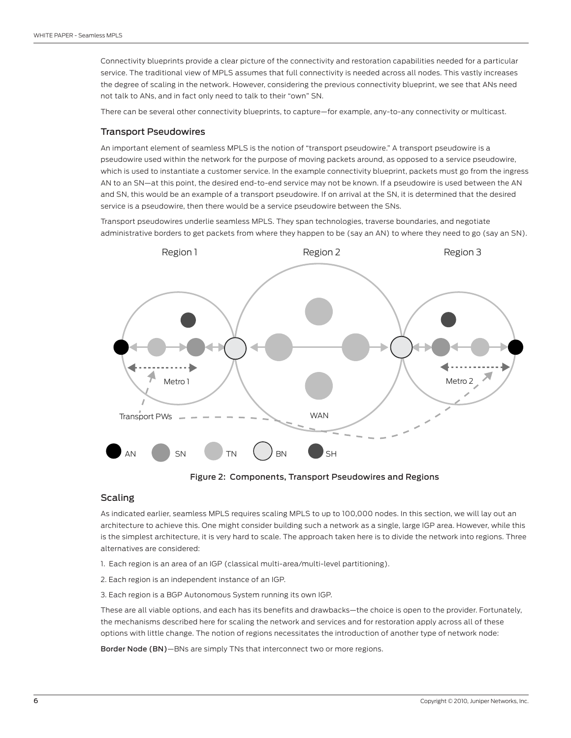Connectivity blueprints provide a clear picture of the connectivity and restoration capabilities needed for a particular service. The traditional view of MPLS assumes that full connectivity is needed across all nodes. This vastly increases the degree of scaling in the network. However, considering the previous connectivity blueprint, we see that ANs need not talk to ANs, and in fact only need to talk to their "own" SN.

There can be several other connectivity blueprints, to capture—for example, any-to-any connectivity or multicast.

### Transport Pseudowires

An important element of seamless MPLS is the notion of "transport pseudowire." A transport pseudowire is a pseudowire used within the network for the purpose of moving packets around, as opposed to a service pseudowire, which is used to instantiate a customer service. In the example connectivity blueprint, packets must go from the ingress AN to an SN—at this point, the desired end-to-end service may not be known. If a pseudowire is used between the AN and SN, this would be an example of a transport pseudowire. If on arrival at the SN, it is determined that the desired service is a pseudowire, then there would be a service pseudowire between the SNs.

Transport pseudowires underlie seamless MPLS. They span technologies, traverse boundaries, and negotiate administrative borders to get packets from where they happen to be (say an AN) to where they need to go (say an SN).

**Figure 2: Components, Transport Pseudowires and Regions**

### Scaling

As indicated earlier, seamless MPLS requires scaling MPLS to up to 100,000 nodes. In this section, we will lay out an architecture to achieve this. One might consider building such a network as a single, large IGP area. However, while this is the simplest architecture, it is very hard to scale. The approach taken here is to divide the network into regions. Three alternatives are considered:

1. Each region is an area of an IGP (classical multi-area/multi-level partitioning).
2. Each region is an independent instance of an IGP.
3. Each region is a BGP Autonomous System running its own IGP.

These are all viable options, and each has its benefits and drawbacks—the choice is open to the provider. Fortunately, the mechanisms described here for scaling the network and services and for restoration apply across all of these options with little change. The notion of regions necessitates the introduction of another type of network node:

**Border Node (BN)**—BNs are simply TNs that interconnect two or more regions.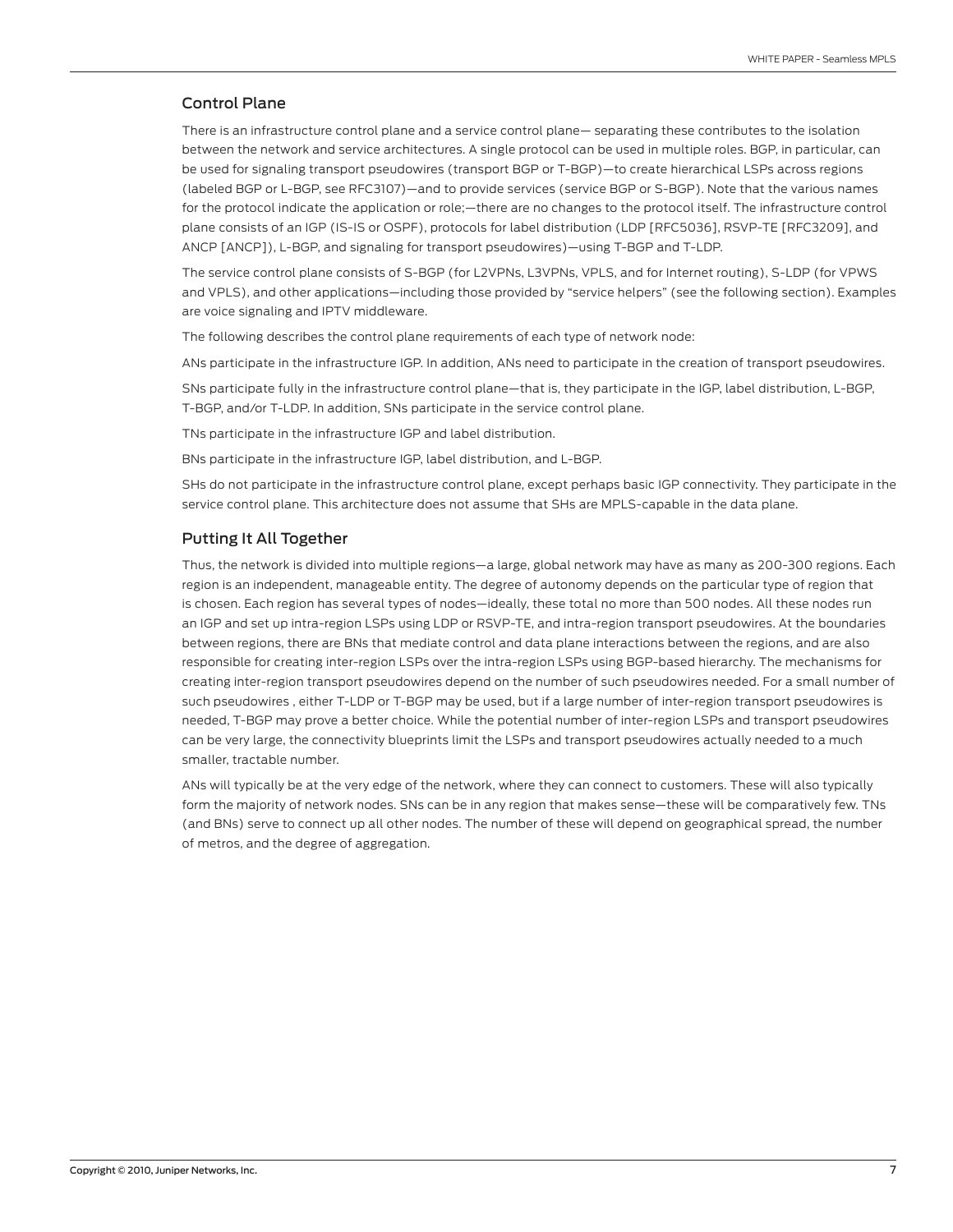## Control Plane

There is an infrastructure control plane and a service control plane— separating these contributes to the isolation between the network and service architectures. A single protocol can be used in multiple roles. BGP, in particular, can be used for signaling transport pseudowires (transport BGP or T-BGP)—to create hierarchical LSPs across regions (labeled BGP or L-BGP, see RFC3107)—and to provide services (service BGP or S-BGP). Note that the various names for the protocol indicate the application or role;—there are no changes to the protocol itself. The infrastructure control plane consists of an IGP (IS-IS or OSPF), protocols for label distribution (LDP [RFC5036], RSVP-TE [RFC3209], and ANCP [ANCP]), L-BGP, and signaling for transport pseudowires)—using T-BGP and T-LDP.

The service control plane consists of S-BGP (for L2VPNs, L3VPNs, VPLS, and for Internet routing), S-LDP (for VPWS and VPLS), and other applications—including those provided by "service helpers" (see the following section). Examples are voice signaling and IPTV middleware.

The following describes the control plane requirements of each type of network node:

ANs participate in the infrastructure IGP. In addition, ANs need to participate in the creation of transport pseudowires.

SNs participate fully in the infrastructure control plane—that is, they participate in the IGP, label distribution, L-BGP, T-BGP, and/or T-LDP. In addition, SNs participate in the service control plane.

TNs participate in the infrastructure IGP and label distribution.

BNs participate in the infrastructure IGP, label distribution, and L-BGP.

SHs do not participate in the infrastructure control plane, except perhaps basic IGP connectivity. They participate in the service control plane. This architecture does not assume that SHs are MPLS-capable in the data plane.

## Putting It All Together

Thus, the network is divided into multiple regions—a large, global network may have as many as 200-300 regions. Each region is an independent, manageable entity. The degree of autonomy depends on the particular type of region that is chosen. Each region has several types of nodes—ideally, these total no more than 500 nodes. All these nodes run an IGP and set up intra-region LSPs using LDP or RSVP-TE, and intra-region transport pseudowires. At the boundaries between regions, there are BNs that mediate control and data plane interactions between the regions, and are also responsible for creating inter-region LSPs over the intra-region LSPs using BGP-based hierarchy. The mechanisms for creating inter-region transport pseudowires depend on the number of such pseudowires needed. For a small number of such pseudowires , either T-LDP or T-BGP may be used, but if a large number of inter-region transport pseudowires is needed, T-BGP may prove a better choice. While the potential number of inter-region LSPs and transport pseudowires can be very large, the connectivity blueprints limit the LSPs and transport pseudowires actually needed to a much smaller, tractable number.

ANs will typically be at the very edge of the network, where they can connect to customers. These will also typically form the majority of network nodes. SNs can be in any region that makes sense—these will be comparatively few. TNs (and BNs) serve to connect up all other nodes. The number of these will depend on geographical spread, the number of metros, and the degree of aggregation.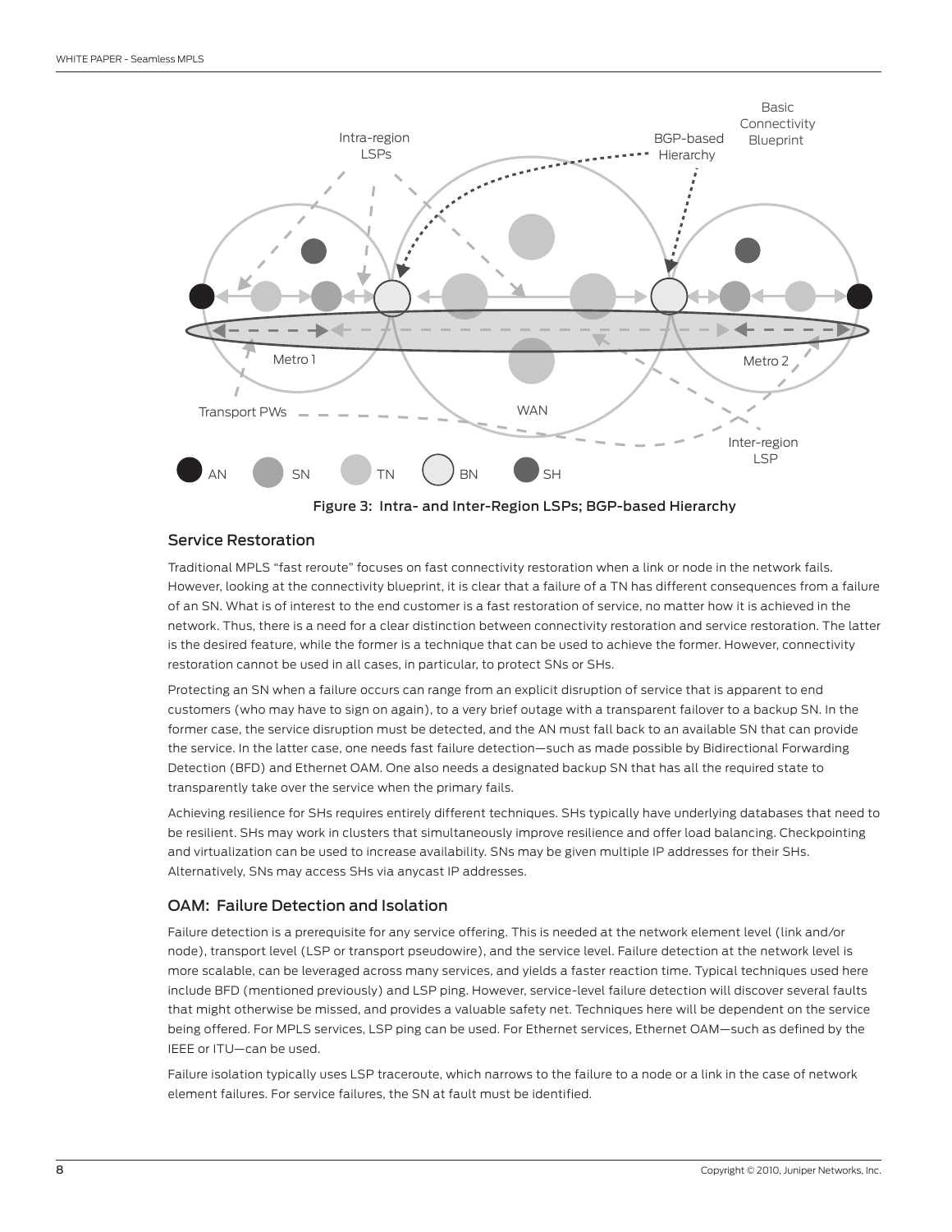Figure 3: Intra- and Inter-Region LSPs; BGP-based Hierarchy

## Service Restoration

Traditional MPLS "fast reroute" focuses on fast connectivity restoration when a link or node in the network fails. However, looking at the connectivity blueprint, it is clear that a failure of a TN has different consequences from a failure of an SN. What is of interest to the end customer is a fast restoration of service, no matter how it is achieved in the network. Thus, there is a need for a clear distinction between connectivity restoration and service restoration. The latter is the desired feature, while the former is a technique that can be used to achieve the former. However, connectivity restoration cannot be used in all cases, in particular, to protect SNs or SHs.

Protecting an SN when a failure occurs can range from an explicit disruption of service that is apparent to end customers (who may have to sign on again), to a very brief outage with a transparent failover to a backup SN. In the former case, the service disruption must be detected, and the AN must fall back to an available SN that can provide the service. In the latter case, one needs fast failure detection—such as made possible by Bidirectional Forwarding Detection (BFD) and Ethernet OAM. One also needs a designated backup SN that has all the required state to transparently take over the service when the primary fails.

Achieving resilience for SHs requires entirely different techniques. SHs typically have underlying databases that need to be resilient. SHs may work in clusters that simultaneously improve resilience and offer load balancing. Checkpointing and virtualization can be used to increase availability. SNs may be given multiple IP addresses for their SHs. Alternatively, SNs may access SHs via anycast IP addresses.

## OAM: Failure Detection and Isolation

Failure detection is a prerequisite for any service offering. This is needed at the network element level (link and/or node), transport level (LSP or transport pseudowire), and the service level. Failure detection at the network level is more scalable, can be leveraged across many services, and yields a faster reaction time. Typical techniques used here include BFD (mentioned previously) and LSP ping. However, service-level failure detection will discover several faults that might otherwise be missed, and provides a valuable safety net. Techniques here will be dependent on the service being offered. For MPLS services, LSP ping can be used. For Ethernet services, Ethernet OAM—such as defined by the IEEE or ITU—can be used.

Failure isolation typically uses LSP traceroute, which narrows to the failure to a node or a link in the case of network element failures. For service failures, the SN at fault must be identified.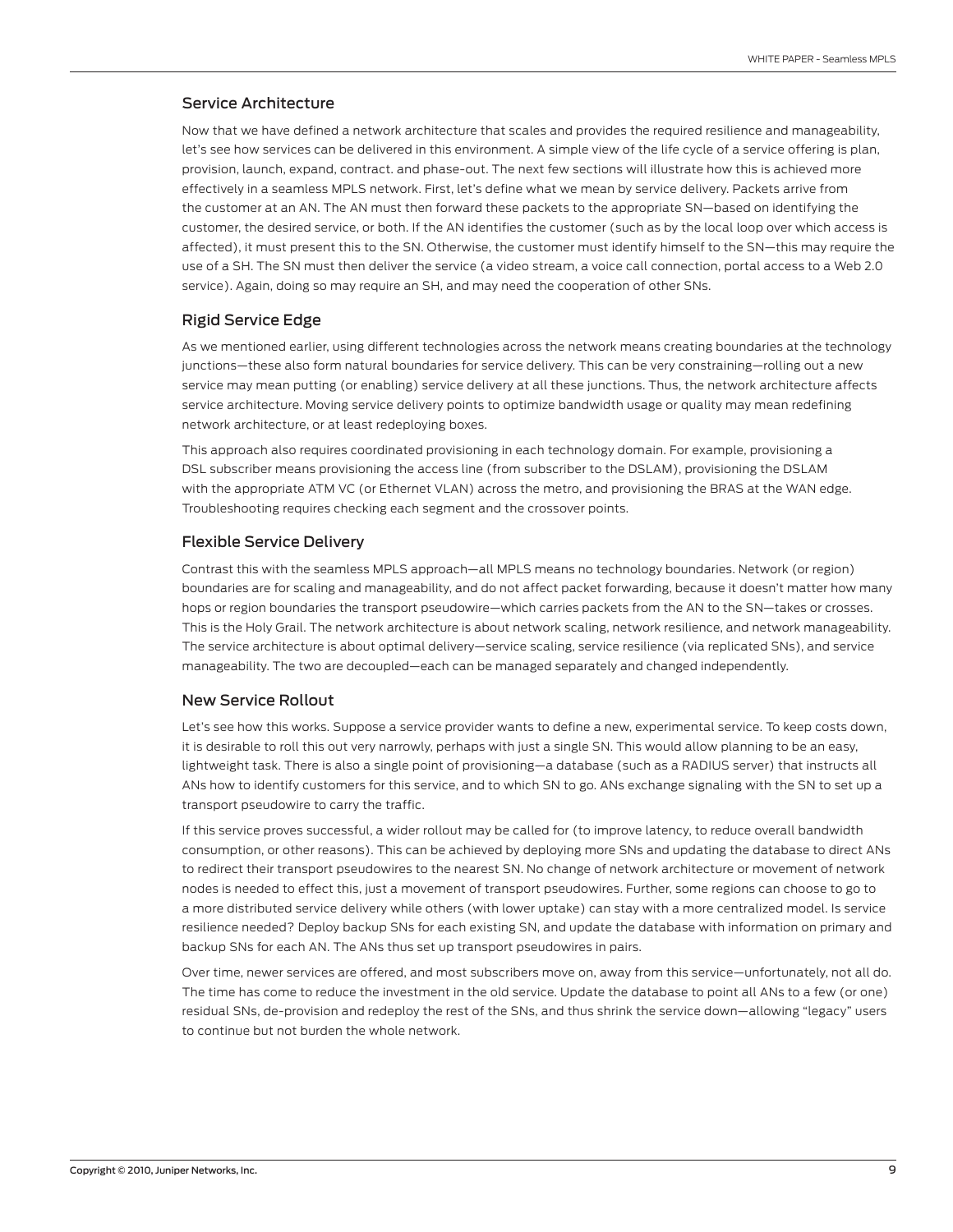## Service Architecture

Now that we have defined a network architecture that scales and provides the required resilience and manageability, let's see how services can be delivered in this environment. A simple view of the life cycle of a service offering is plan, provision, launch, expand, contract. and phase-out. The next few sections will illustrate how this is achieved more effectively in a seamless MPLS network. First, let's define what we mean by service delivery. Packets arrive from the customer at an AN. The AN must then forward these packets to the appropriate SN—based on identifying the customer, the desired service, or both. If the AN identifies the customer (such as by the local loop over which access is affected), it must present this to the SN. Otherwise, the customer must identify himself to the SN—this may require the use of a SH. The SN must then deliver the service (a video stream, a voice call connection, portal access to a Web 2.0 service). Again, doing so may require an SH, and may need the cooperation of other SNs.

## Rigid Service Edge

As we mentioned earlier, using different technologies across the network means creating boundaries at the technology junctions—these also form natural boundaries for service delivery. This can be very constraining—rolling out a new service may mean putting (or enabling) service delivery at all these junctions. Thus, the network architecture affects service architecture. Moving service delivery points to optimize bandwidth usage or quality may mean redefining network architecture, or at least redeploying boxes.

This approach also requires coordinated provisioning in each technology domain. For example, provisioning a DSL subscriber means provisioning the access line (from subscriber to the DSLAM), provisioning the DSLAM with the appropriate ATM VC (or Ethernet VLAN) across the metro, and provisioning the BRAS at the WAN edge. Troubleshooting requires checking each segment and the crossover points.

## Flexible Service Delivery

Contrast this with the seamless MPLS approach—all MPLS means no technology boundaries. Network (or region) boundaries are for scaling and manageability, and do not affect packet forwarding, because it doesn't matter how many hops or region boundaries the transport pseudowire—which carries packets from the AN to the SN—takes or crosses. This is the Holy Grail. The network architecture is about network scaling, network resilience, and network manageability. The service architecture is about optimal delivery—service scaling, service resilience (via replicated SNs), and service manageability. The two are decoupled—each can be managed separately and changed independently.

## New Service Rollout

Let's see how this works. Suppose a service provider wants to define a new, experimental service. To keep costs down, it is desirable to roll this out very narrowly, perhaps with just a single SN. This would allow planning to be an easy, lightweight task. There is also a single point of provisioning—a database (such as a RADIUS server) that instructs all ANs how to identify customers for this service, and to which SN to go. ANs exchange signaling with the SN to set up a transport pseudowire to carry the traffic.

If this service proves successful, a wider rollout may be called for (to improve latency, to reduce overall bandwidth consumption, or other reasons). This can be achieved by deploying more SNs and updating the database to direct ANs to redirect their transport pseudowires to the nearest SN. No change of network architecture or movement of network nodes is needed to effect this, just a movement of transport pseudowires. Further, some regions can choose to go to a more distributed service delivery while others (with lower uptake) can stay with a more centralized model. Is service resilience needed? Deploy backup SNs for each existing SN, and update the database with information on primary and backup SNs for each AN. The ANs thus set up transport pseudowires in pairs.

Over time, newer services are offered, and most subscribers move on, away from this service—unfortunately, not all do. The time has come to reduce the investment in the old service. Update the database to point all ANs to a few (or one) residual SNs, de-provision and redeploy the rest of the SNs, and thus shrink the service down—allowing "legacy" users to continue but not burden the whole network.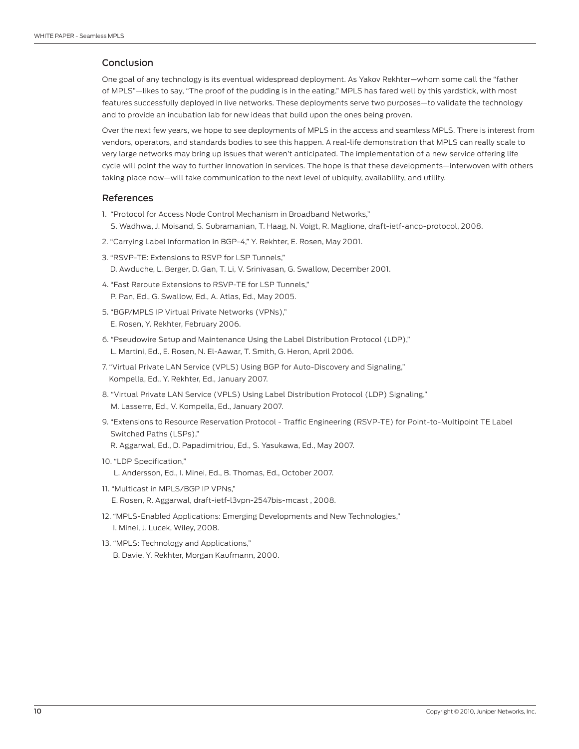## Conclusion

One goal of any technology is its eventual widespread deployment. As Yakov Rekhter—whom some call the "father of MPLS"—likes to say, "The proof of the pudding is in the eating." MPLS has fared well by this yardstick, with most features successfully deployed in live networks. These deployments serve two purposes—to validate the technology and to provide an incubation lab for new ideas that build upon the ones being proven.

Over the next few years, we hope to see deployments of MPLS in the access and seamless MPLS. There is interest from vendors, operators, and standards bodies to see this happen. A real-life demonstration that MPLS can really scale to very large networks may bring up issues that weren't anticipated. The implementation of a new service offering life cycle will point the way to further innovation in services. The hope is that these developments—interwoven with others taking place now—will take communication to the next level of ubiquity, availability, and utility.

## References

1. "Protocol for Access Node Control Mechanism in Broadband Networks," S. Wadhwa, J. Moisand, S. Subramanian, T. Haag, N. Voigt, R. Maglione, draft-ietf-ancp-protocol, 2008.
2. "Carrying Label Information in BGP-4," Y. Rekhter, E. Rosen, May 2001.
3. "RSVP-TE: Extensions to RSVP for LSP Tunnels," D. Awduche, L. Berger, D. Gan, T. Li, V. Srinivasan, G. Swallow, December 2001.
4. "Fast Reroute Extensions to RSVP-TE for LSP Tunnels," P. Pan, Ed., G. Swallow, Ed., A. Atlas, Ed., May 2005.
5. "BGP/MPLS IP Virtual Private Networks (VPNs)," E. Rosen, Y. Rekhter, February 2006.
6. "Pseudowire Setup and Maintenance Using the Label Distribution Protocol (LDP)," L. Martini, Ed., E. Rosen, N. El-Aawar, T. Smith, G. Heron, April 2006.
7. "Virtual Private LAN Service (VPLS) Using BGP for Auto-Discovery and Signaling," Kompella, Ed., Y. Rekhter, Ed., January 2007.
8. "Virtual Private LAN Service (VPLS) Using Label Distribution Protocol (LDP) Signaling," M. Lasserre, Ed., V. Kompella, Ed., January 2007.
9. "Extensions to Resource Reservation Protocol - Traffic Engineering (RSVP-TE) for Point-to-Multipoint TE Label Switched Paths (LSPs)," R. Aggarwal, Ed., D. Papadimitriou, Ed., S. Yasukawa, Ed., May 2007.
10. "LDP Specification," L. Andersson, Ed., I. Minei, Ed., B. Thomas, Ed., October 2007.
11. "Multicast in MPLS/BGP IP VPNs," E. Rosen, R. Aggarwal, draft-ietf-l3vpn-2547bis-mcast , 2008.
12. "MPLS-Enabled Applications: Emerging Developments and New Technologies," I. Minei, J. Lucek, Wiley, 2008.
13. "MPLS: Technology and Applications," B. Davie, Y. Rekhter, Morgan Kaufmann, 2000.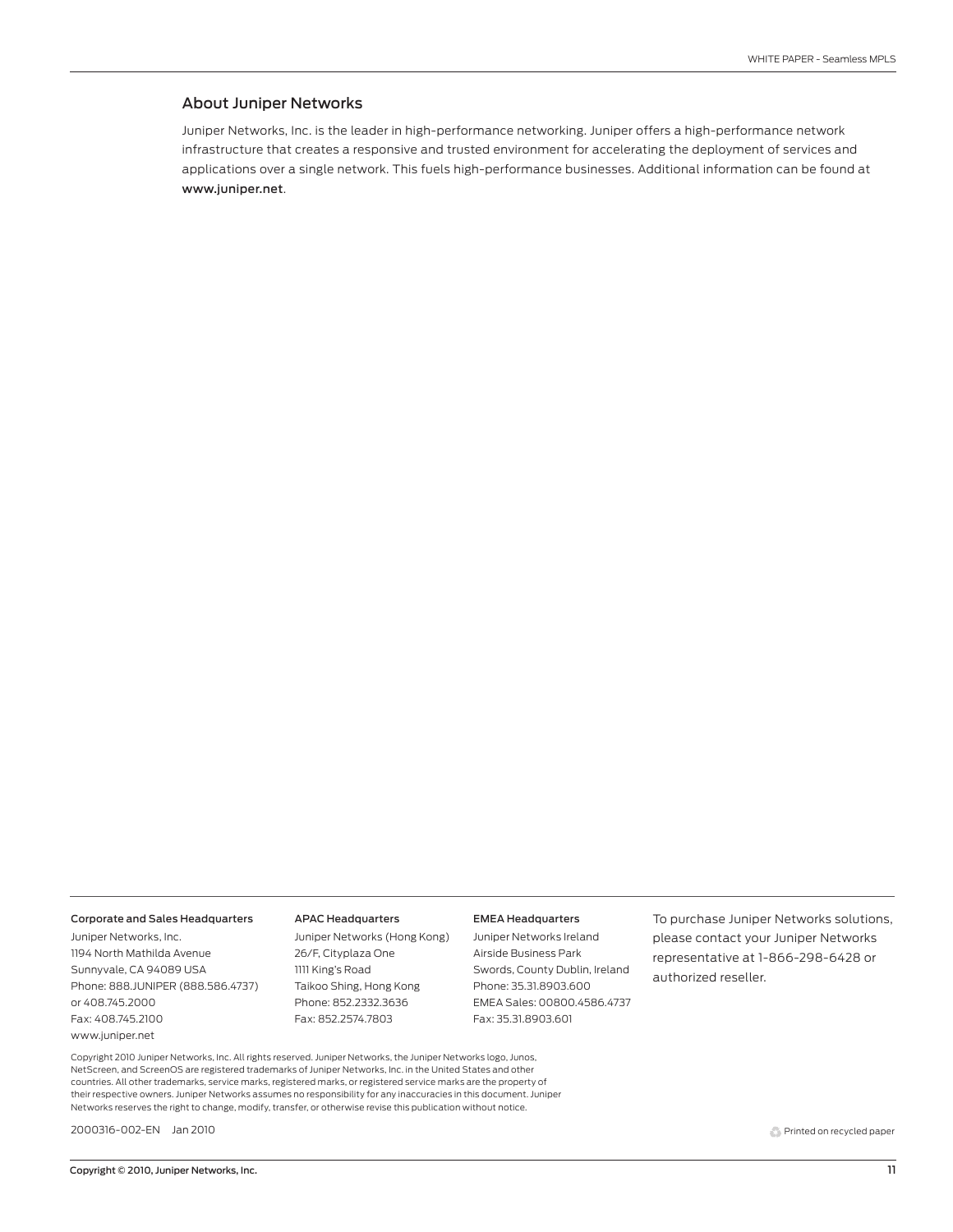## About Juniper Networks

Juniper Networks, Inc. is the leader in high-performance networking. Juniper offers a high-performance network infrastructure that creates a responsive and trusted environment for accelerating the deployment of services and applications over a single network. This fuels high-performance businesses. Additional information can be found at **www.juniper.net**.

**Corporate and Sales Headquarters**
Juniper Networks, Inc.
1194 North Mathilda Avenue
Sunnyvale, CA 94089 USA
Phone: 888.JUNIPER (888.586.4737)
or 408.745.2000
Fax: 408.745.2100
www.juniper.net

**APAC Headquarters**
Juniper Networks (Hong Kong)
26/F, Cityplaza One
1111 King's Road
Taikoo Shing, Hong Kong
Phone: 852.2332.3636
Fax: 852.2574.7803

**EMEA Headquarters**
Juniper Networks Ireland
Airside Business Park
Swords, County Dublin, Ireland
Phone: 35.31.8903.600
EMEA Sales: 00800.4586.4737
Fax: 35.31.8903.601

To purchase Juniper Networks solutions, please contact your Juniper Networks representative at 1-866-298-6428 or authorized reseller.

Copyright 2010 Juniper Networks, Inc. All rights reserved. Juniper Networks, the Juniper Networks logo, Junos, NetScreen, and ScreenOS are registered trademarks of Juniper Networks, Inc. in the United States and other countries. All other trademarks, service marks, registered marks, or registered service marks are the property of their respective owners. Juniper Networks assumes no responsibility for any inaccuracies in this document. Juniper Networks reserves the right to change, modify, transfer, or otherwise revise this publication without notice.

2000316-002-EN Jan 2010

Printed on recycled paper